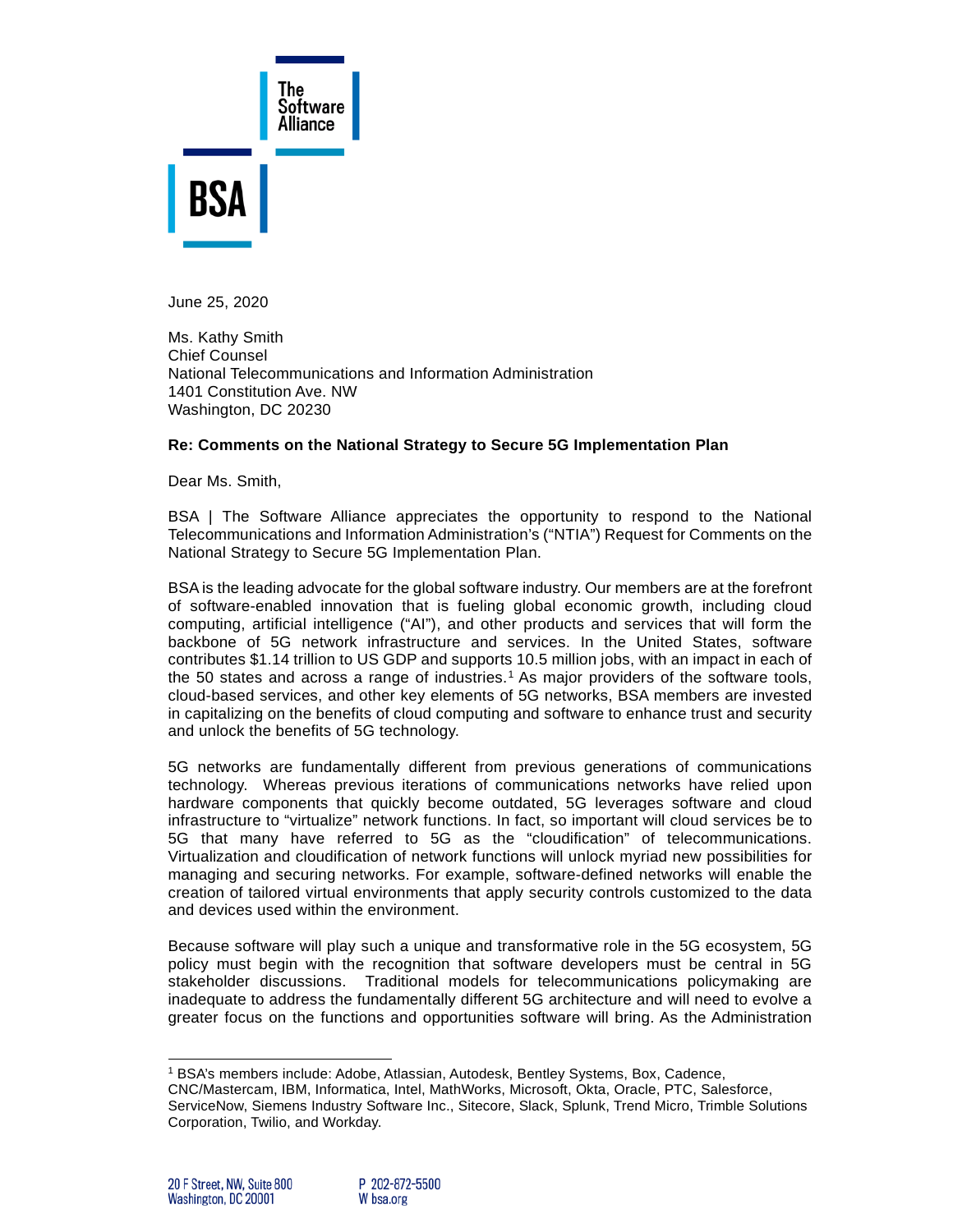June 25, 2020

Ms. Kathy Smith
Chief Counsel
National Telecommunications and Information Administration
1401 Constitution Ave. NW
Washington, DC 20230

**Re: Comments on the National Strategy to Secure 5G Implementation Plan**

Dear Ms. Smith,

BSA | The Software Alliance appreciates the opportunity to respond to the National Telecommunications and Information Administration's ("NTIA") Request for Comments on the National Strategy to Secure 5G Implementation Plan.

BSA is the leading advocate for the global software industry. Our members are at the forefront of software-enabled innovation that is fueling global economic growth, including cloud computing, artificial intelligence ("AI"), and other products and services that will form the backbone of 5G network infrastructure and services. In the United States, software contributes $1.14 trillion to US GDP and supports 10.5 million jobs, with an impact in each of the 50 states and across a range of industries.[1] As major providers of the software tools, cloud-based services, and other key elements of 5G networks, BSA members are invested in capitalizing on the benefits of cloud computing and software to enhance trust and security and unlock the benefits of 5G technology.

5G networks are fundamentally different from previous generations of communications technology. Whereas previous iterations of communications networks have relied upon hardware components that quickly become outdated, 5G leverages software and cloud infrastructure to "virtualize" network functions. In fact, so important will cloud services be to 5G that many have referred to 5G as the "cloudification" of telecommunications. Virtualization and cloudification of network functions will unlock myriad new possibilities for managing and securing networks. For example, software-defined networks will enable the creation of tailored virtual environments that apply security controls customized to the data and devices used within the environment.

Because software will play such a unique and transformative role in the 5G ecosystem, 5G policy must begin with the recognition that software developers must be central in 5G stakeholder discussions. Traditional models for telecommunications policymaking are inadequate to address the fundamentally different 5G architecture and will need to evolve a greater focus on the functions and opportunities software will bring. As the Administration

---

[1] BSA's members include: Adobe, Atlassian, Autodesk, Bentley Systems, Box, Cadence, CNC/Mastercam, IBM, Informatica, Intel, MathWorks, Microsoft, Okta, Oracle, PTC, Salesforce, ServiceNow, Siemens Industry Software Inc., Sitecore, Slack, Splunk, Trend Micro, Trimble Solutions Corporation, Twilio, and Workday.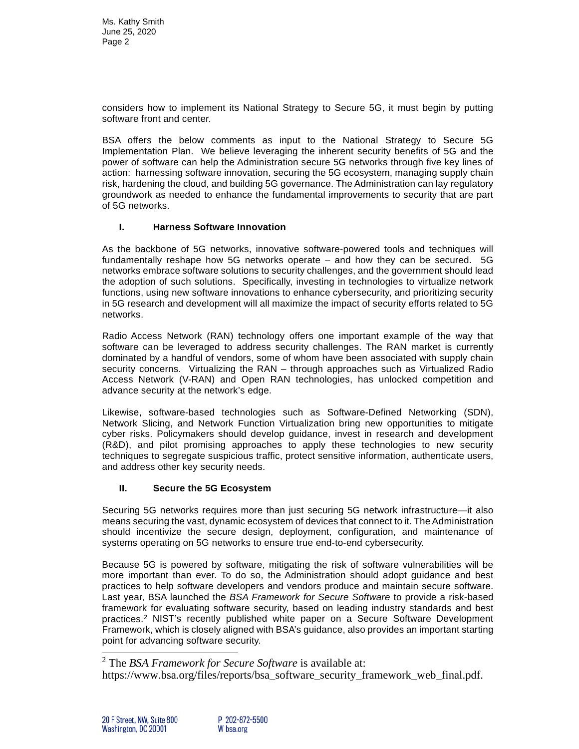considers how to implement its National Strategy to Secure 5G, it must begin by putting software front and center.

BSA offers the below comments as input to the National Strategy to Secure 5G Implementation Plan. We believe leveraging the inherent security benefits of 5G and the power of software can help the Administration secure 5G networks through five key lines of action: harnessing software innovation, securing the 5G ecosystem, managing supply chain risk, hardening the cloud, and building 5G governance. The Administration can lay regulatory groundwork as needed to enhance the fundamental improvements to security that are part of 5G networks.

## I. Harness Software Innovation

As the backbone of 5G networks, innovative software-powered tools and techniques will fundamentally reshape how 5G networks operate – and how they can be secured. 5G networks embrace software solutions to security challenges, and the government should lead the adoption of such solutions. Specifically, investing in technologies to virtualize network functions, using new software innovations to enhance cybersecurity, and prioritizing security in 5G research and development will all maximize the impact of security efforts related to 5G networks.

Radio Access Network (RAN) technology offers one important example of the way that software can be leveraged to address security challenges. The RAN market is currently dominated by a handful of vendors, some of whom have been associated with supply chain security concerns. Virtualizing the RAN – through approaches such as Virtualized Radio Access Network (V-RAN) and Open RAN technologies, has unlocked competition and advance security at the network's edge.

Likewise, software-based technologies such as Software-Defined Networking (SDN), Network Slicing, and Network Function Virtualization bring new opportunities to mitigate cyber risks. Policymakers should develop guidance, invest in research and development (R&D), and pilot promising approaches to apply these technologies to new security techniques to segregate suspicious traffic, protect sensitive information, authenticate users, and address other key security needs.

## II. Secure the 5G Ecosystem

Securing 5G networks requires more than just securing 5G network infrastructure—it also means securing the vast, dynamic ecosystem of devices that connect to it. The Administration should incentivize the secure design, deployment, configuration, and maintenance of systems operating on 5G networks to ensure true end-to-end cybersecurity.

Because 5G is powered by software, mitigating the risk of software vulnerabilities will be more important than ever. To do so, the Administration should adopt guidance and best practices to help software developers and vendors produce and maintain secure software. Last year, BSA launched the *BSA Framework for Secure Software* to provide a risk-based framework for evaluating software security, based on leading industry standards and best practices.[2] NIST's recently published white paper on a Secure Software Development Framework, which is closely aligned with BSA's guidance, also provides an important starting point for advancing software security.

---

[2] The *BSA Framework for Secure Software* is available at: https://www.bsa.org/files/reports/bsa_software_security_framework_web_final.pdf.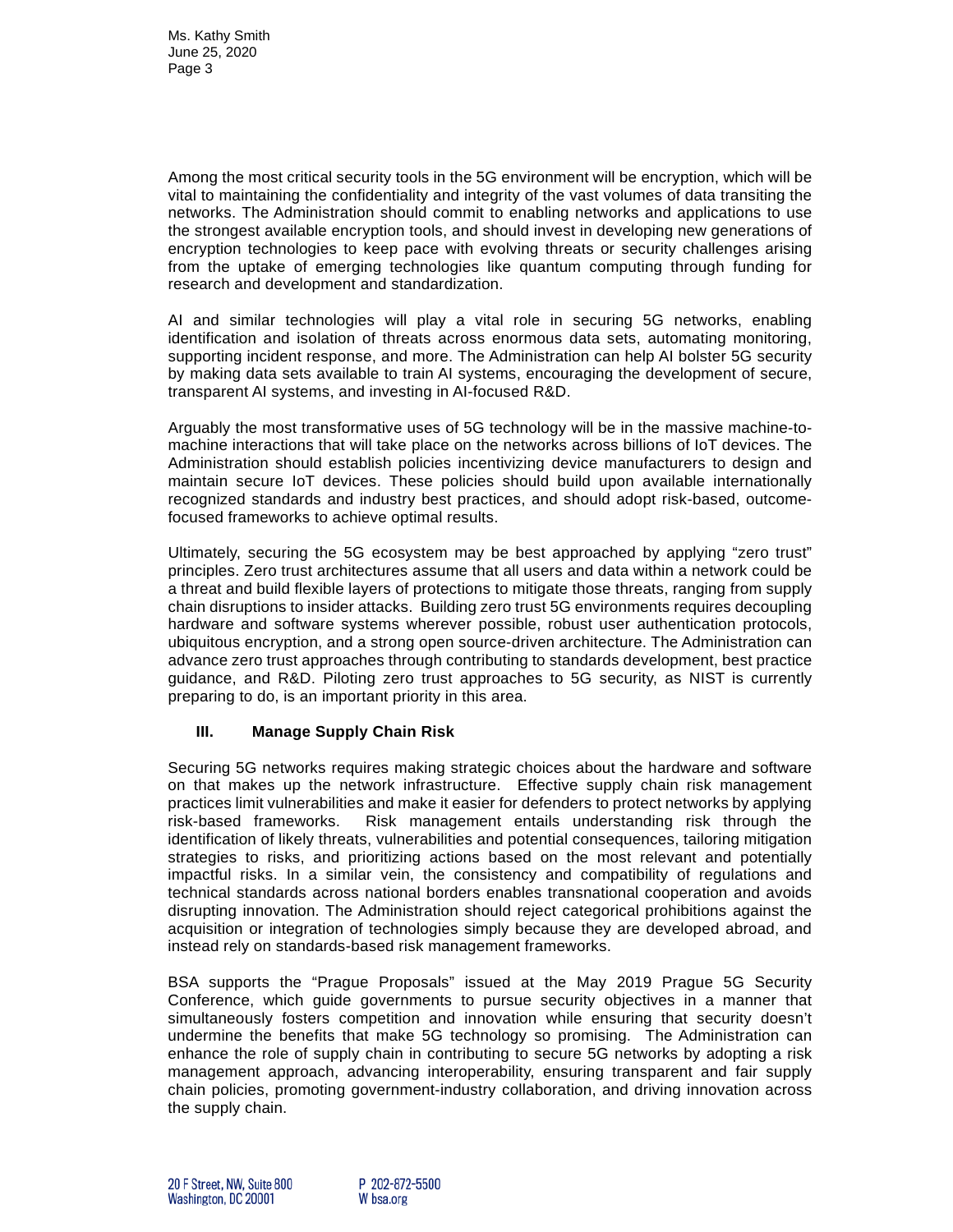Among the most critical security tools in the 5G environment will be encryption, which will be vital to maintaining the confidentiality and integrity of the vast volumes of data transiting the networks. The Administration should commit to enabling networks and applications to use the strongest available encryption tools, and should invest in developing new generations of encryption technologies to keep pace with evolving threats or security challenges arising from the uptake of emerging technologies like quantum computing through funding for research and development and standardization.

AI and similar technologies will play a vital role in securing 5G networks, enabling identification and isolation of threats across enormous data sets, automating monitoring, supporting incident response, and more. The Administration can help AI bolster 5G security by making data sets available to train AI systems, encouraging the development of secure, transparent AI systems, and investing in AI-focused R&D.

Arguably the most transformative uses of 5G technology will be in the massive machine-to-machine interactions that will take place on the networks across billions of IoT devices. The Administration should establish policies incentivizing device manufacturers to design and maintain secure IoT devices. These policies should build upon available internationally recognized standards and industry best practices, and should adopt risk-based, outcome-focused frameworks to achieve optimal results.

Ultimately, securing the 5G ecosystem may be best approached by applying "zero trust" principles. Zero trust architectures assume that all users and data within a network could be a threat and build flexible layers of protections to mitigate those threats, ranging from supply chain disruptions to insider attacks. Building zero trust 5G environments requires decoupling hardware and software systems wherever possible, robust user authentication protocols, ubiquitous encryption, and a strong open source-driven architecture. The Administration can advance zero trust approaches through contributing to standards development, best practice guidance, and R&D. Piloting zero trust approaches to 5G security, as NIST is currently preparing to do, is an important priority in this area.

## III. Manage Supply Chain Risk

Securing 5G networks requires making strategic choices about the hardware and software on that makes up the network infrastructure. Effective supply chain risk management practices limit vulnerabilities and make it easier for defenders to protect networks by applying risk-based frameworks. Risk management entails understanding risk through the identification of likely threats, vulnerabilities and potential consequences, tailoring mitigation strategies to risks, and prioritizing actions based on the most relevant and potentially impactful risks. In a similar vein, the consistency and compatibility of regulations and technical standards across national borders enables transnational cooperation and avoids disrupting innovation. The Administration should reject categorical prohibitions against the acquisition or integration of technologies simply because they are developed abroad, and instead rely on standards-based risk management frameworks.

BSA supports the "Prague Proposals" issued at the May 2019 Prague 5G Security Conference, which guide governments to pursue security objectives in a manner that simultaneously fosters competition and innovation while ensuring that security doesn't undermine the benefits that make 5G technology so promising. The Administration can enhance the role of supply chain in contributing to secure 5G networks by adopting a risk management approach, advancing interoperability, ensuring transparent and fair supply chain policies, promoting government-industry collaboration, and driving innovation across the supply chain.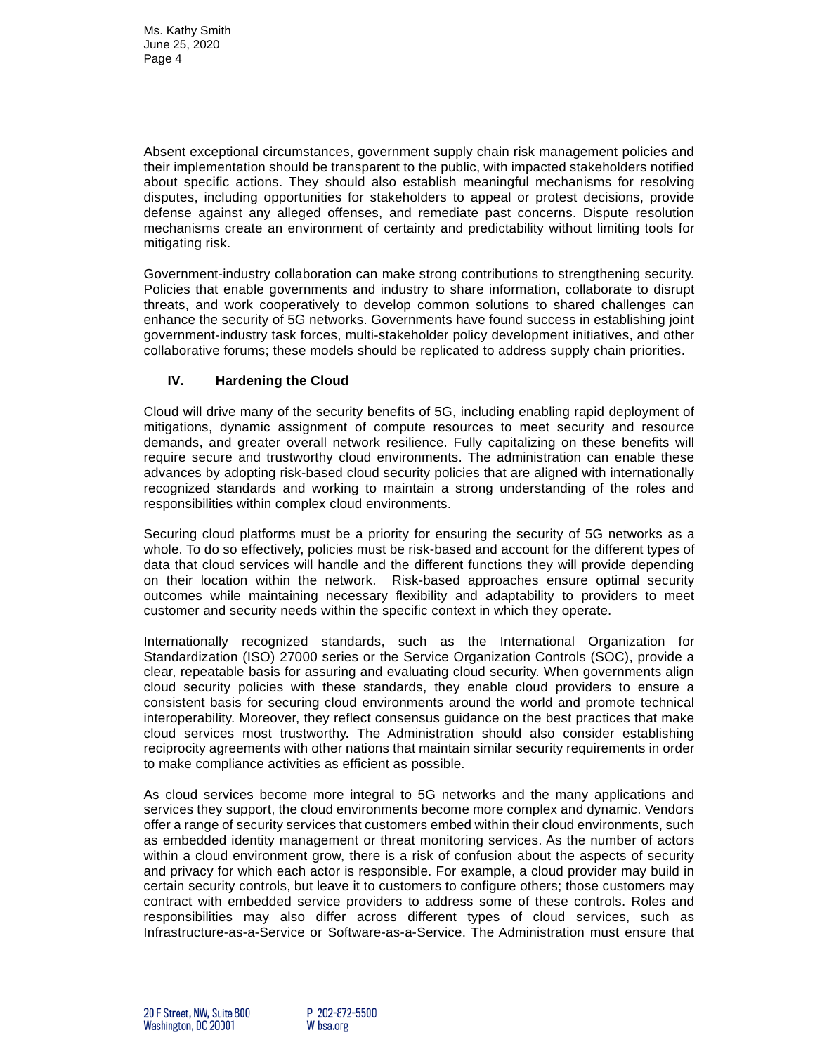Absent exceptional circumstances, government supply chain risk management policies and their implementation should be transparent to the public, with impacted stakeholders notified about specific actions. They should also establish meaningful mechanisms for resolving disputes, including opportunities for stakeholders to appeal or protest decisions, provide defense against any alleged offenses, and remediate past concerns. Dispute resolution mechanisms create an environment of certainty and predictability without limiting tools for mitigating risk.

Government-industry collaboration can make strong contributions to strengthening security. Policies that enable governments and industry to share information, collaborate to disrupt threats, and work cooperatively to develop common solutions to shared challenges can enhance the security of 5G networks. Governments have found success in establishing joint government-industry task forces, multi-stakeholder policy development initiatives, and other collaborative forums; these models should be replicated to address supply chain priorities.

## IV. Hardening the Cloud

Cloud will drive many of the security benefits of 5G, including enabling rapid deployment of mitigations, dynamic assignment of compute resources to meet security and resource demands, and greater overall network resilience. Fully capitalizing on these benefits will require secure and trustworthy cloud environments. The administration can enable these advances by adopting risk-based cloud security policies that are aligned with internationally recognized standards and working to maintain a strong understanding of the roles and responsibilities within complex cloud environments.

Securing cloud platforms must be a priority for ensuring the security of 5G networks as a whole. To do so effectively, policies must be risk-based and account for the different types of data that cloud services will handle and the different functions they will provide depending on their location within the network. Risk-based approaches ensure optimal security outcomes while maintaining necessary flexibility and adaptability to providers to meet customer and security needs within the specific context in which they operate.

Internationally recognized standards, such as the International Organization for Standardization (ISO) 27000 series or the Service Organization Controls (SOC), provide a clear, repeatable basis for assuring and evaluating cloud security. When governments align cloud security policies with these standards, they enable cloud providers to ensure a consistent basis for securing cloud environments around the world and promote technical interoperability. Moreover, they reflect consensus guidance on the best practices that make cloud services most trustworthy. The Administration should also consider establishing reciprocity agreements with other nations that maintain similar security requirements in order to make compliance activities as efficient as possible.

As cloud services become more integral to 5G networks and the many applications and services they support, the cloud environments become more complex and dynamic. Vendors offer a range of security services that customers embed within their cloud environments, such as embedded identity management or threat monitoring services. As the number of actors within a cloud environment grow, there is a risk of confusion about the aspects of security and privacy for which each actor is responsible. For example, a cloud provider may build in certain security controls, but leave it to customers to configure others; those customers may contract with embedded service providers to address some of these controls. Roles and responsibilities may also differ across different types of cloud services, such as Infrastructure-as-a-Service or Software-as-a-Service. The Administration must ensure that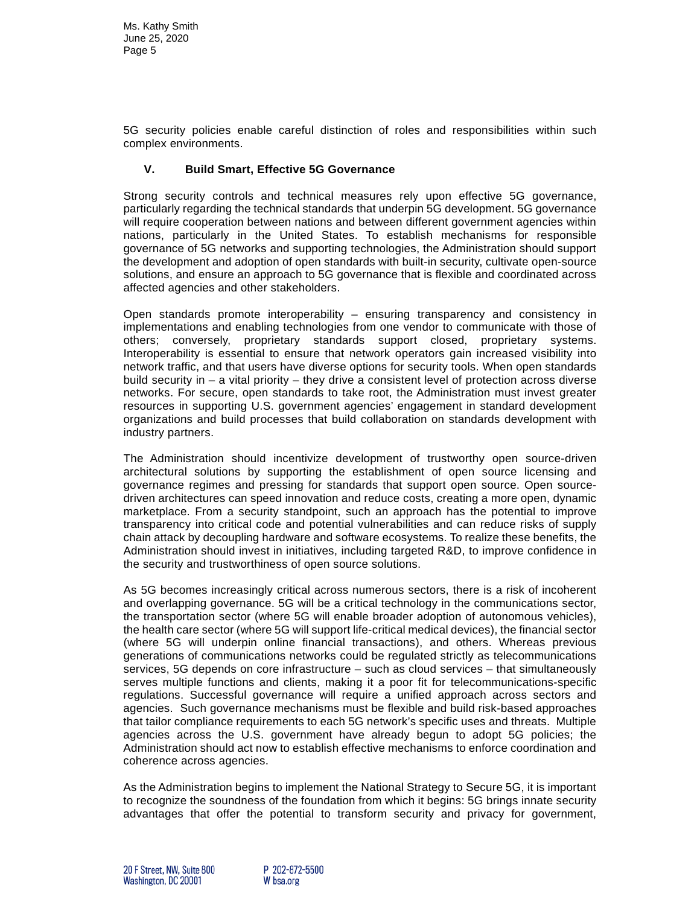5G security policies enable careful distinction of roles and responsibilities within such complex environments.

### V. Build Smart, Effective 5G Governance

Strong security controls and technical measures rely upon effective 5G governance, particularly regarding the technical standards that underpin 5G development. 5G governance will require cooperation between nations and between different government agencies within nations, particularly in the United States. To establish mechanisms for responsible governance of 5G networks and supporting technologies, the Administration should support the development and adoption of open standards with built-in security, cultivate open-source solutions, and ensure an approach to 5G governance that is flexible and coordinated across affected agencies and other stakeholders.

Open standards promote interoperability – ensuring transparency and consistency in implementations and enabling technologies from one vendor to communicate with those of others; conversely, proprietary standards support closed, proprietary systems. Interoperability is essential to ensure that network operators gain increased visibility into network traffic, and that users have diverse options for security tools. When open standards build security in – a vital priority – they drive a consistent level of protection across diverse networks. For secure, open standards to take root, the Administration must invest greater resources in supporting U.S. government agencies' engagement in standard development organizations and build processes that build collaboration on standards development with industry partners.

The Administration should incentivize development of trustworthy open source-driven architectural solutions by supporting the establishment of open source licensing and governance regimes and pressing for standards that support open source. Open source-driven architectures can speed innovation and reduce costs, creating a more open, dynamic marketplace. From a security standpoint, such an approach has the potential to improve transparency into critical code and potential vulnerabilities and can reduce risks of supply chain attack by decoupling hardware and software ecosystems. To realize these benefits, the Administration should invest in initiatives, including targeted R&D, to improve confidence in the security and trustworthiness of open source solutions.

As 5G becomes increasingly critical across numerous sectors, there is a risk of incoherent and overlapping governance. 5G will be a critical technology in the communications sector, the transportation sector (where 5G will enable broader adoption of autonomous vehicles), the health care sector (where 5G will support life-critical medical devices), the financial sector (where 5G will underpin online financial transactions), and others. Whereas previous generations of communications networks could be regulated strictly as telecommunications services, 5G depends on core infrastructure – such as cloud services – that simultaneously serves multiple functions and clients, making it a poor fit for telecommunications-specific regulations. Successful governance will require a unified approach across sectors and agencies. Such governance mechanisms must be flexible and build risk-based approaches that tailor compliance requirements to each 5G network's specific uses and threats. Multiple agencies across the U.S. government have already begun to adopt 5G policies; the Administration should act now to establish effective mechanisms to enforce coordination and coherence across agencies.

As the Administration begins to implement the National Strategy to Secure 5G, it is important to recognize the soundness of the foundation from which it begins: 5G brings innate security advantages that offer the potential to transform security and privacy for government,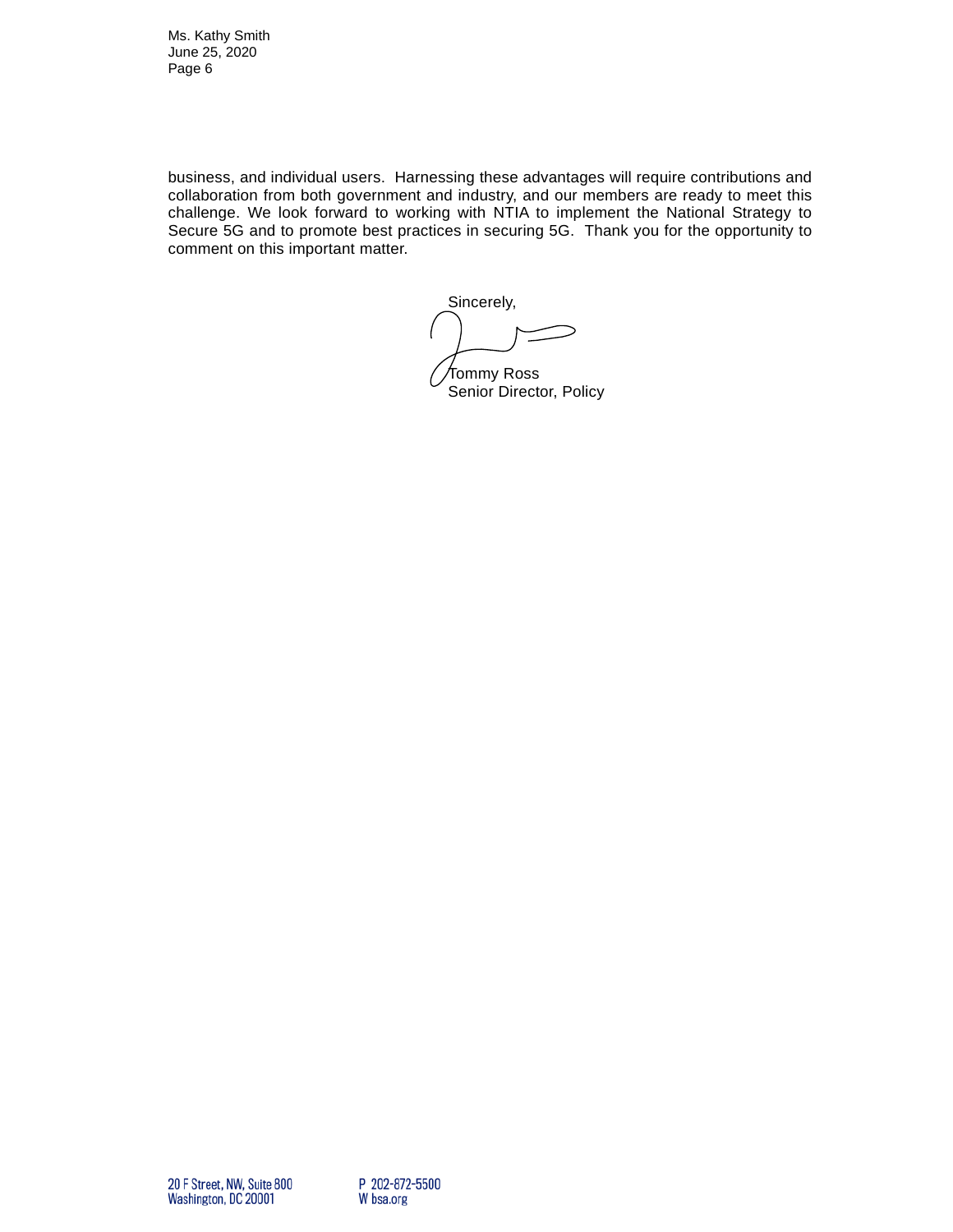business, and individual users. Harnessing these advantages will require contributions and collaboration from both government and industry, and our members are ready to meet this challenge. We look forward to working with NTIA to implement the National Strategy to Secure 5G and to promote best practices in securing 5G. Thank you for the opportunity to comment on this important matter.

Sincerely,

Tommy Ross
Senior Director, Policy